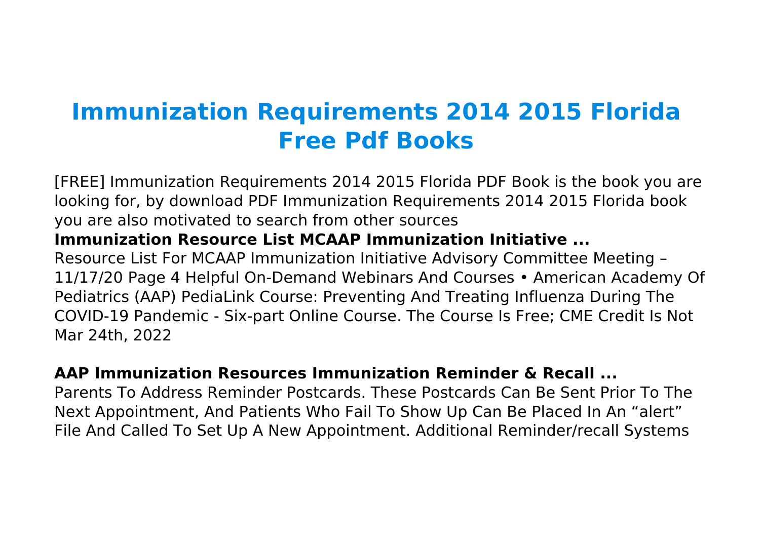# Immunization Requirements 2014 2015 Florida Free Pdf Books

[FREE] Immunization Requirements 2014 2015 Florida PDF Book is the book you are looking for, by download PDF Immunization Requirements 2014 2015 Florida book you are also motivated to search from other sources

**Immunization Resource List MCAAP Immunization Initiative ...**

Resource List For MCAAP Immunization Initiative Advisory Committee Meeting – 11/17/20 Page 4 Helpful On-Demand Webinars And Courses • American Academy Of Pediatrics (AAP) PediaLink Course: Preventing And Treating Influenza During The COVID-19 Pandemic - Six-part Online Course. The Course Is Free; CME Credit Is Not Mar 24th, 2022

**AAP Immunization Resources Immunization Reminder & Recall ...**

Parents To Address Reminder Postcards. These Postcards Can Be Sent Prior To The Next Appointment, And Patients Who Fail To Show Up Can Be Placed In An "alert" File And Called To Set Up A New Appointment. Additional Reminder/recall Systems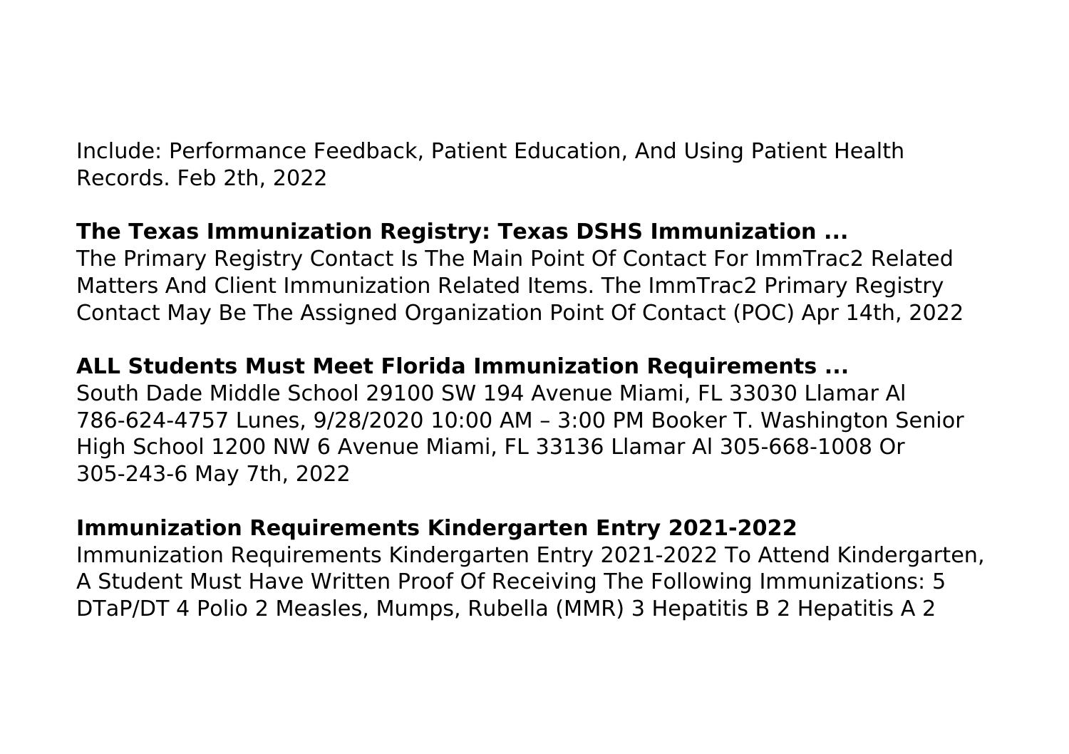Include: Performance Feedback, Patient Education, And Using Patient Health Records. Feb 2th, 2022

**The Texas Immunization Registry: Texas DSHS Immunization ...**

The Primary Registry Contact Is The Main Point Of Contact For ImmTrac2 Related Matters And Client Immunization Related Items. The ImmTrac2 Primary Registry Contact May Be The Assigned Organization Point Of Contact (POC) Apr 14th, 2022

**ALL Students Must Meet Florida Immunization Requirements ...**

South Dade Middle School 29100 SW 194 Avenue Miami, FL 33030 Llamar Al 786-624-4757 Lunes, 9/28/2020 10:00 AM – 3:00 PM Booker T. Washington Senior High School 1200 NW 6 Avenue Miami, FL 33136 Llamar Al 305-668-1008 Or 305-243-6 May 7th, 2022

**Immunization Requirements Kindergarten Entry 2021-2022**

Immunization Requirements Kindergarten Entry 2021-2022 To Attend Kindergarten, A Student Must Have Written Proof Of Receiving The Following Immunizations: 5 DTaP/DT 4 Polio 2 Measles, Mumps, Rubella (MMR) 3 Hepatitis B 2 Hepatitis A 2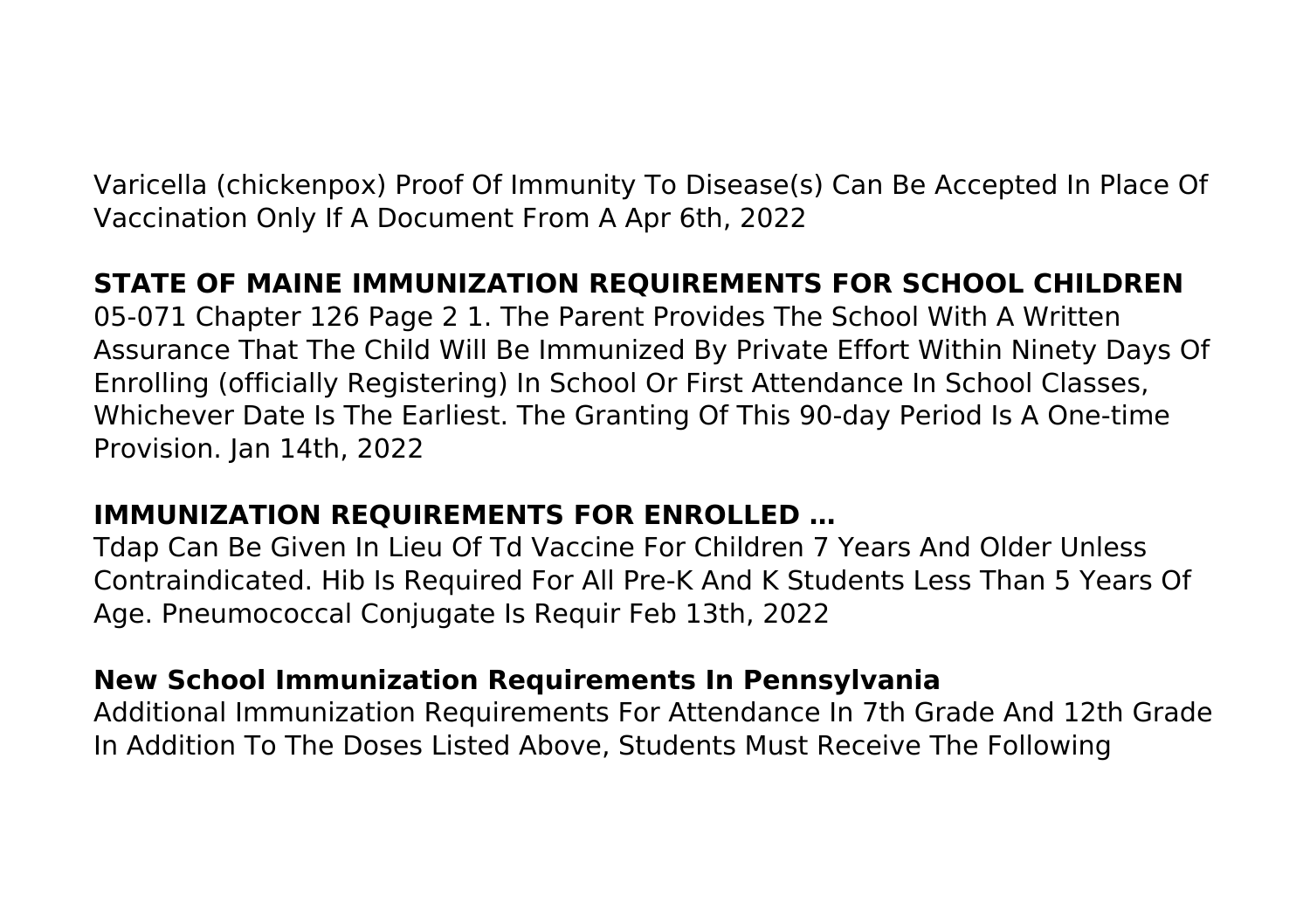Varicella (chickenpox) Proof Of Immunity To Disease(s) Can Be Accepted In Place Of Vaccination Only If A Document From A Apr 6th, 2022

## STATE OF MAINE IMMUNIZATION REQUIREMENTS FOR SCHOOL CHILDREN

05-071 Chapter 126 Page 2 1. The Parent Provides The School With A Written Assurance That The Child Will Be Immunized By Private Effort Within Ninety Days Of Enrolling (officially Registering) In School Or First Attendance In School Classes, Whichever Date Is The Earliest. The Granting Of This 90-day Period Is A One-time Provision. Jan 14th, 2022

## IMMUNIZATION REQUIREMENTS FOR ENROLLED ...

Tdap Can Be Given In Lieu Of Td Vaccine For Children 7 Years And Older Unless Contraindicated. Hib Is Required For All Pre-K And K Students Less Than 5 Years Of Age. Pneumococcal Conjugate Is Requir Feb 13th, 2022

## New School Immunization Requirements In Pennsylvania

Additional Immunization Requirements For Attendance In 7th Grade And 12th Grade In Addition To The Doses Listed Above, Students Must Receive The Following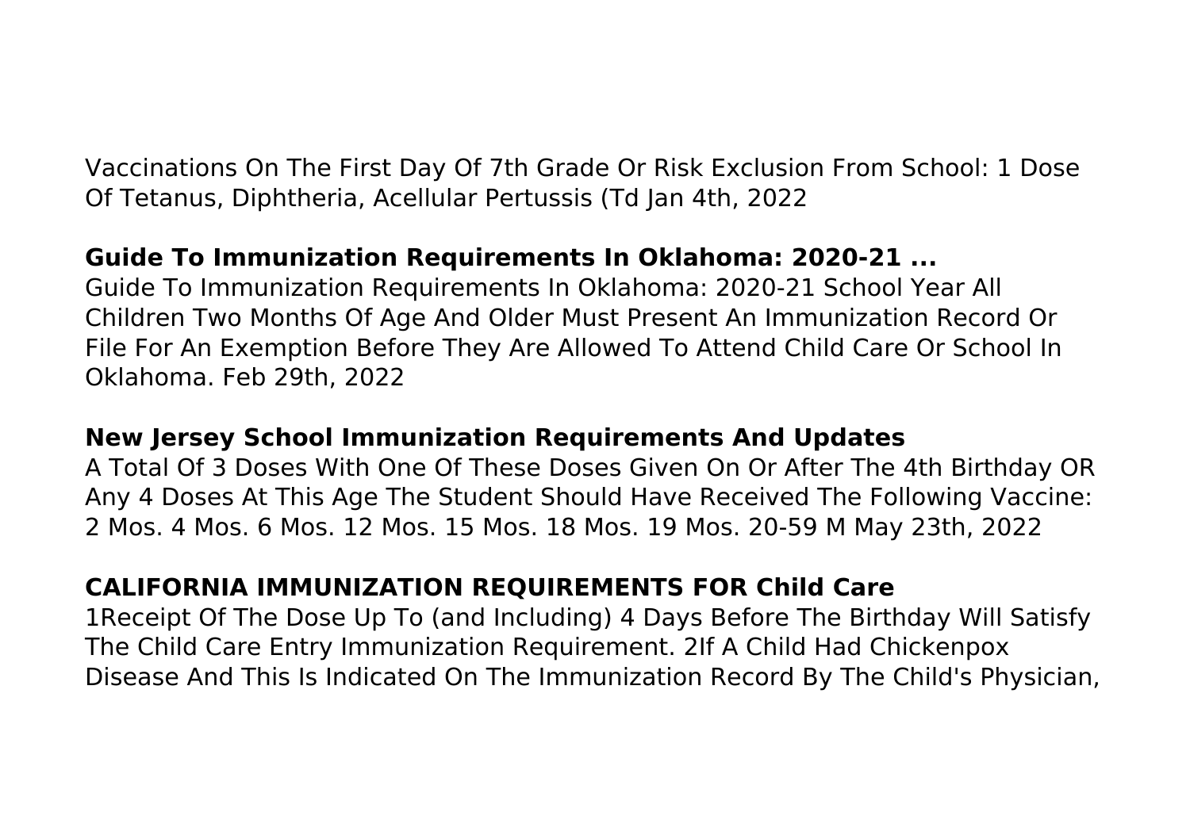Vaccinations On The First Day Of 7th Grade Or Risk Exclusion From School: 1 Dose Of Tetanus, Diphtheria, Acellular Pertussis (Td Jan 4th, 2022

**Guide To Immunization Requirements In Oklahoma: 2020-21 ...**
Guide To Immunization Requirements In Oklahoma: 2020-21 School Year All Children Two Months Of Age And Older Must Present An Immunization Record Or File For An Exemption Before They Are Allowed To Attend Child Care Or School In Oklahoma. Feb 29th, 2022

**New Jersey School Immunization Requirements And Updates**
A Total Of 3 Doses With One Of These Doses Given On Or After The 4th Birthday OR Any 4 Doses At This Age The Student Should Have Received The Following Vaccine: 2 Mos. 4 Mos. 6 Mos. 12 Mos. 15 Mos. 18 Mos. 19 Mos. 20-59 M May 23th, 2022

**CALIFORNIA IMMUNIZATION REQUIREMENTS FOR Child Care**
1Receipt Of The Dose Up To (and Including) 4 Days Before The Birthday Will Satisfy The Child Care Entry Immunization Requirement. 2If A Child Had Chickenpox Disease And This Is Indicated On The Immunization Record By The Child's Physician,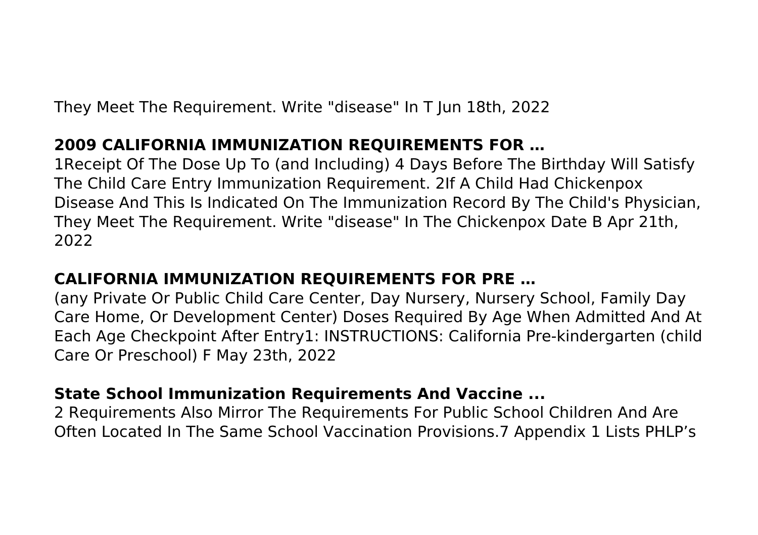They Meet The Requirement. Write "disease" In T Jun 18th, 2022

## 2009 CALIFORNIA IMMUNIZATION REQUIREMENTS FOR …

1Receipt Of The Dose Up To (and Including) 4 Days Before The Birthday Will Satisfy The Child Care Entry Immunization Requirement. 2If A Child Had Chickenpox Disease And This Is Indicated On The Immunization Record By The Child's Physician, They Meet The Requirement. Write "disease" In The Chickenpox Date B Apr 21th, 2022

## CALIFORNIA IMMUNIZATION REQUIREMENTS FOR PRE …

(any Private Or Public Child Care Center, Day Nursery, Nursery School, Family Day Care Home, Or Development Center) Doses Required By Age When Admitted And At Each Age Checkpoint After Entry1: INSTRUCTIONS: California Pre-kindergarten (child Care Or Preschool) F May 23th, 2022

## State School Immunization Requirements And Vaccine ...

2 Requirements Also Mirror The Requirements For Public School Children And Are Often Located In The Same School Vaccination Provisions.7 Appendix 1 Lists PHLP's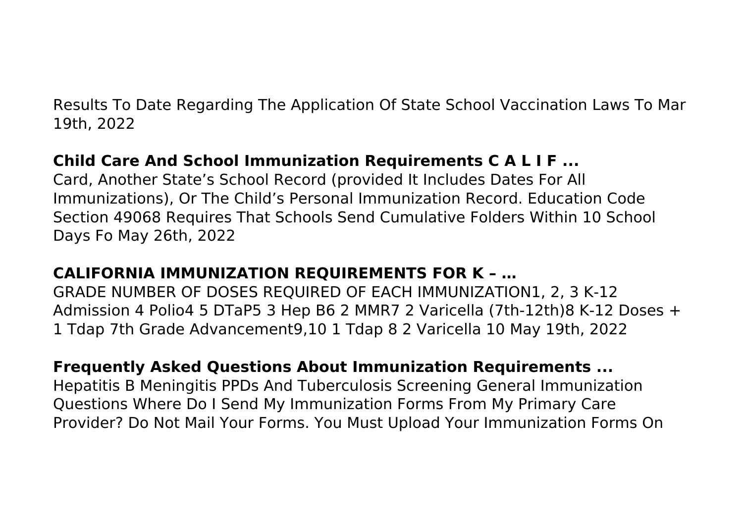Results To Date Regarding The Application Of State School Vaccination Laws To Mar 19th, 2022

**Child Care And School Immunization Requirements C A L I F ...**

Card, Another State's School Record (provided It Includes Dates For All Immunizations), Or The Child's Personal Immunization Record. Education Code Section 49068 Requires That Schools Send Cumulative Folders Within 10 School Days Fo May 26th, 2022

**CALIFORNIA IMMUNIZATION REQUIREMENTS FOR K – …**

GRADE NUMBER OF DOSES REQUIRED OF EACH IMMUNIZATION1, 2, 3 K-12 Admission 4 Polio4 5 DTaP5 3 Hep B6 2 MMR7 2 Varicella (7th-12th)8 K-12 Doses + 1 Tdap 7th Grade Advancement9,10 1 Tdap 8 2 Varicella 10 May 19th, 2022

**Frequently Asked Questions About Immunization Requirements ...**

Hepatitis B Meningitis PPDs And Tuberculosis Screening General Immunization Questions Where Do I Send My Immunization Forms From My Primary Care Provider? Do Not Mail Your Forms. You Must Upload Your Immunization Forms On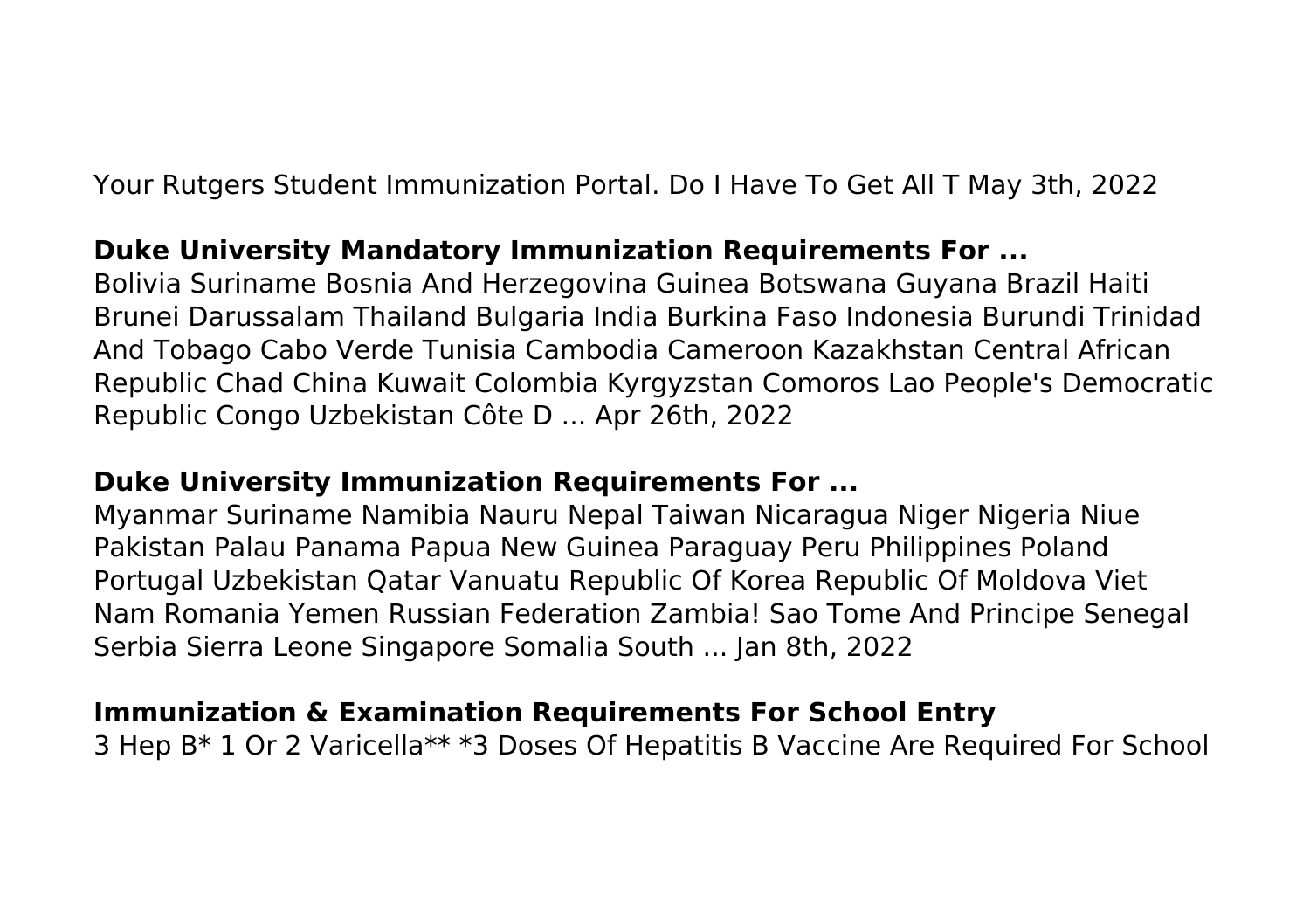Your Rutgers Student Immunization Portal. Do I Have To Get All T May 3th, 2022

**Duke University Mandatory Immunization Requirements For ...**

Bolivia Suriname Bosnia And Herzegovina Guinea Botswana Guyana Brazil Haiti Brunei Darussalam Thailand Bulgaria India Burkina Faso Indonesia Burundi Trinidad And Tobago Cabo Verde Tunisia Cambodia Cameroon Kazakhstan Central African Republic Chad China Kuwait Colombia Kyrgyzstan Comoros Lao People's Democratic Republic Congo Uzbekistan Côte D ... Apr 26th, 2022

**Duke University Immunization Requirements For ...**

Myanmar Suriname Namibia Nauru Nepal Taiwan Nicaragua Niger Nigeria Niue Pakistan Palau Panama Papua New Guinea Paraguay Peru Philippines Poland Portugal Uzbekistan Qatar Vanuatu Republic Of Korea Republic Of Moldova Viet Nam Romania Yemen Russian Federation Zambia! Sao Tome And Principe Senegal Serbia Sierra Leone Singapore Somalia South ... Jan 8th, 2022

**Immunization & Examination Requirements For School Entry**

3 Hep B* 1 Or 2 Varicella** *3 Doses Of Hepatitis B Vaccine Are Required For School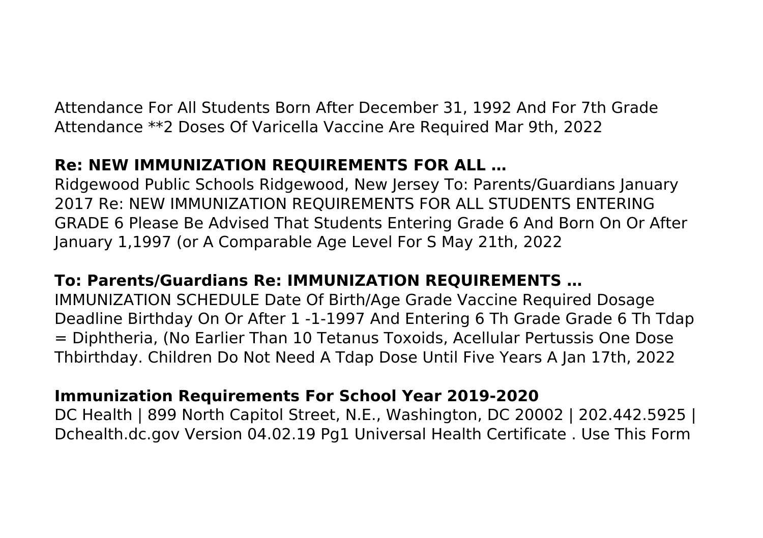Attendance For All Students Born After December 31, 1992 And For 7th Grade Attendance **2 Doses Of Varicella Vaccine Are Required Mar 9th, 2022

**Re: NEW IMMUNIZATION REQUIREMENTS FOR ALL …**

Ridgewood Public Schools Ridgewood, New Jersey To: Parents/Guardians January 2017 Re: NEW IMMUNIZATION REQUIREMENTS FOR ALL STUDENTS ENTERING GRADE 6 Please Be Advised That Students Entering Grade 6 And Born On Or After January 1,1997 (or A Comparable Age Level For S May 21th, 2022

**To: Parents/Guardians Re: IMMUNIZATION REQUIREMENTS …**

IMMUNIZATION SCHEDULE Date Of Birth/Age Grade Vaccine Required Dosage Deadline Birthday On Or After 1 -1-1997 And Entering 6 Th Grade Grade 6 Th Tdap = Diphtheria, (No Earlier Than 10 Tetanus Toxoids, Acellular Pertussis One Dose Thbirthday. Children Do Not Need A Tdap Dose Until Five Years A Jan 17th, 2022

**Immunization Requirements For School Year 2019-2020**

DC Health | 899 North Capitol Street, N.E., Washington, DC 20002 | 202.442.5925 | Dchealth.dc.gov Version 04.02.19 Pg1 Universal Health Certificate . Use This Form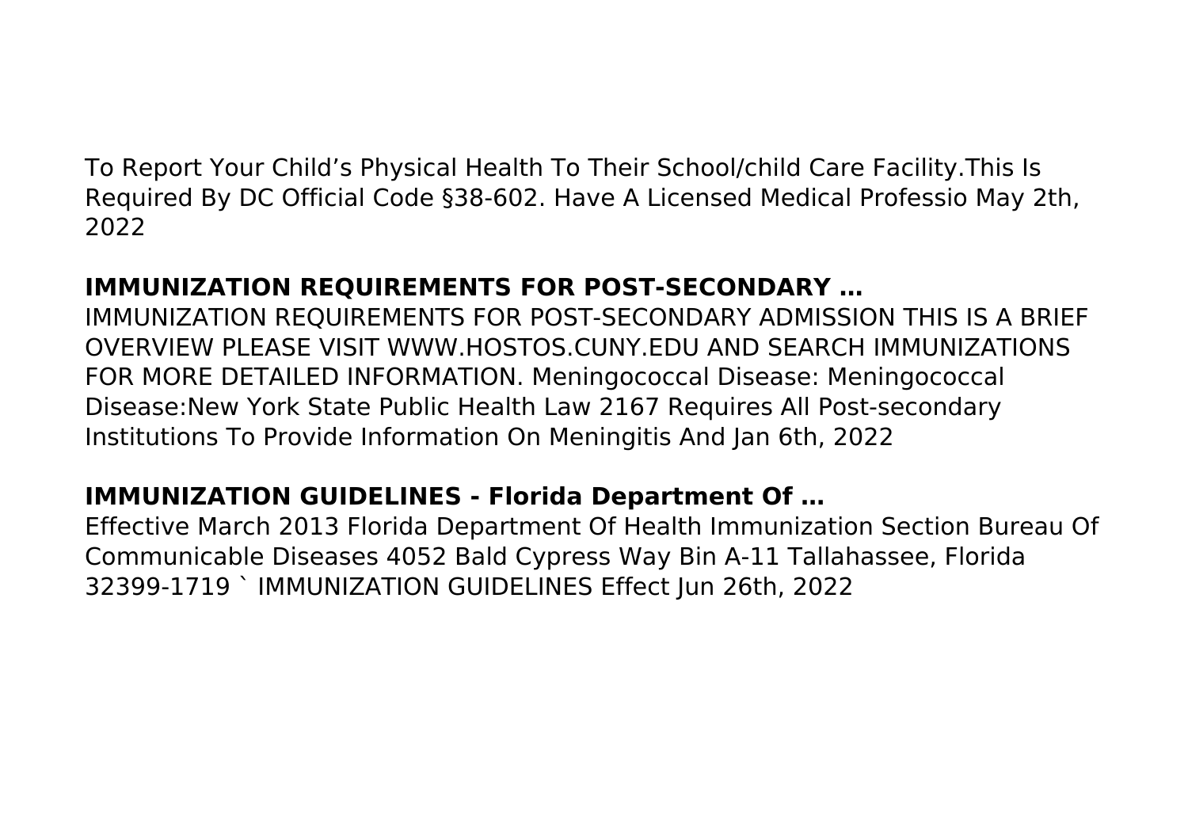To Report Your Child's Physical Health To Their School/child Care Facility.This Is Required By DC Official Code §38-602. Have A Licensed Medical Professio May 2th, 2022

## IMMUNIZATION REQUIREMENTS FOR POST-SECONDARY …

IMMUNIZATION REQUIREMENTS FOR POST-SECONDARY ADMISSION THIS IS A BRIEF OVERVIEW PLEASE VISIT WWW.HOSTOS.CUNY.EDU AND SEARCH IMMUNIZATIONS FOR MORE DETAILED INFORMATION. Meningococcal Disease: Meningococcal Disease:New York State Public Health Law 2167 Requires All Post-secondary Institutions To Provide Information On Meningitis And Jan 6th, 2022

## IMMUNIZATION GUIDELINES - Florida Department Of …

Effective March 2013 Florida Department Of Health Immunization Section Bureau Of Communicable Diseases 4052 Bald Cypress Way Bin A-11 Tallahassee, Florida 32399-1719 ` IMMUNIZATION GUIDELINES Effect Jun 26th, 2022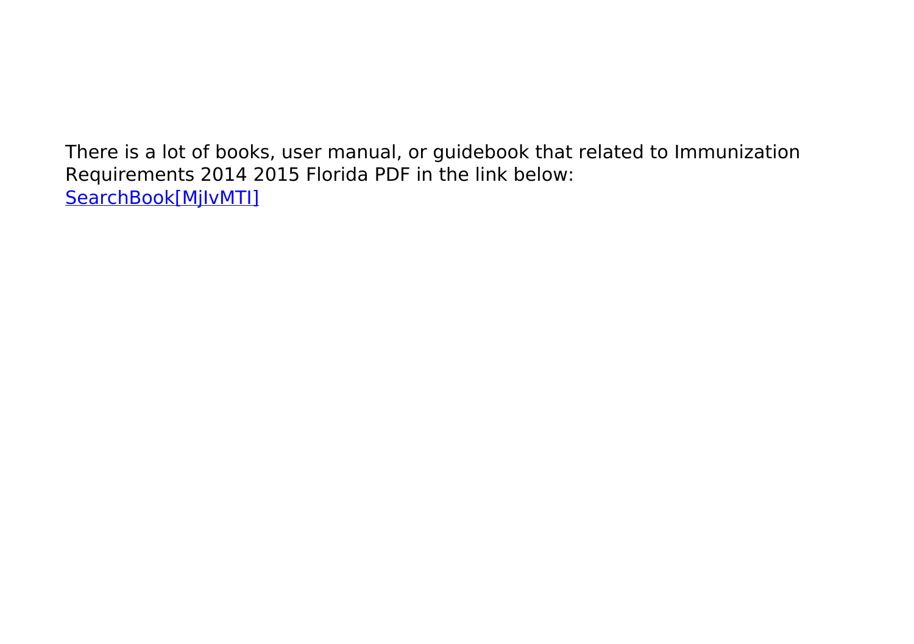There is a lot of books, user manual, or guidebook that related to Immunization Requirements 2014 2015 Florida PDF in the link below:
SearchBook[MjIvMTI]